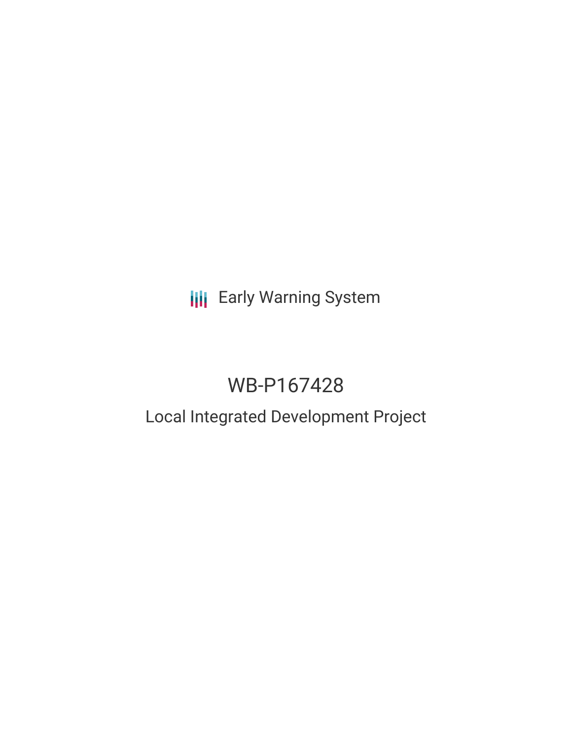Early Warning System

# WB-P167428

## Local Integrated Development Project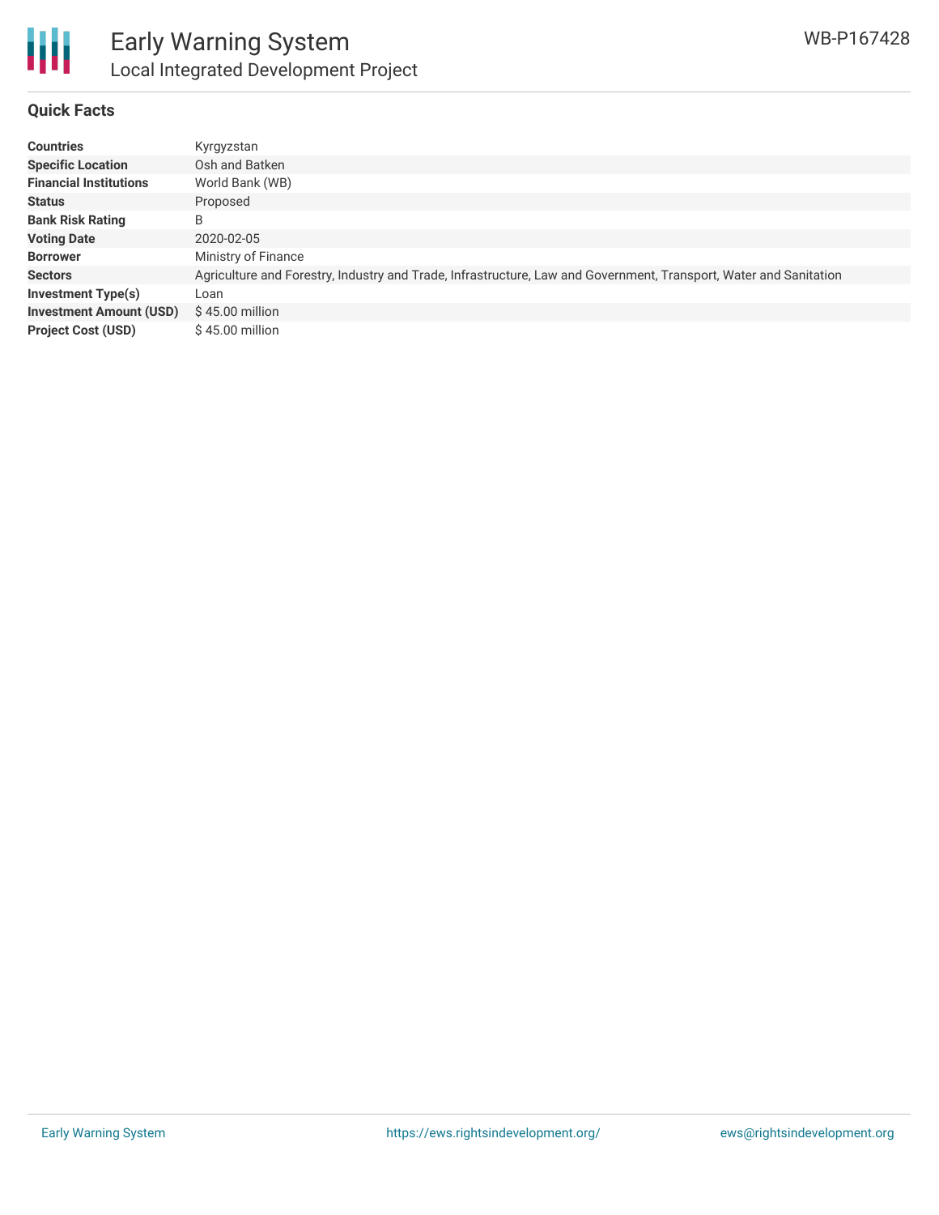# Early Warning System

## Local Integrated Development Project

WB-P167428

### Quick Facts

| | |
|---|---|
| **Countries** | Kyrgyzstan |
| **Specific Location** | Osh and Batken |
| **Financial Institutions** | World Bank (WB) |
| **Status** | Proposed |
| **Bank Risk Rating** | B |
| **Voting Date** | 2020-02-05 |
| **Borrower** | Ministry of Finance |
| **Sectors** | Agriculture and Forestry, Industry and Trade, Infrastructure, Law and Government, Transport, Water and Sanitation |
| **Investment Type(s)** | Loan |
| **Investment Amount (USD)** | $ 45.00 million |
| **Project Cost (USD)** | $ 45.00 million |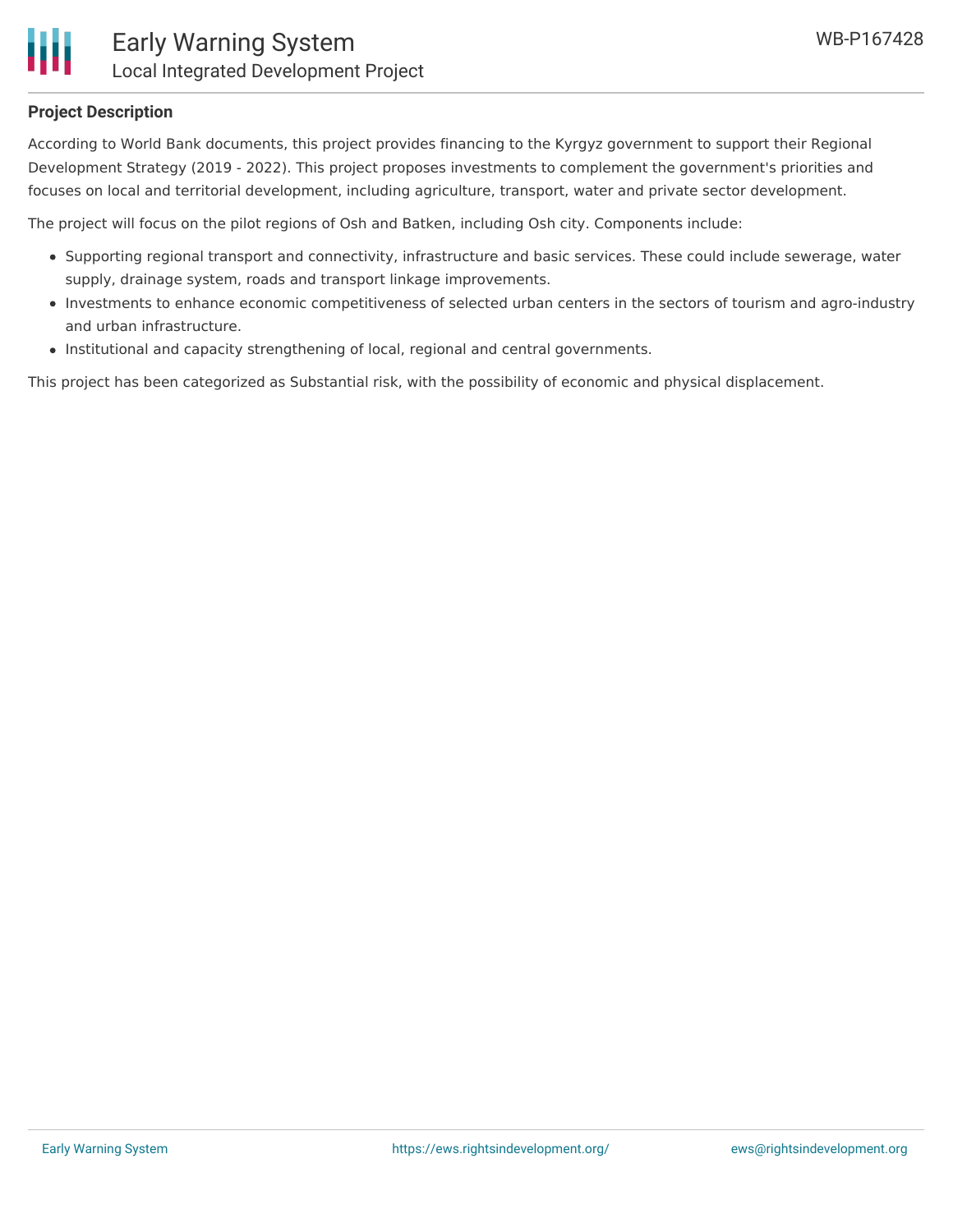## Project Description

According to World Bank documents, this project provides financing to the Kyrgyz government to support their Regional Development Strategy (2019 - 2022). This project proposes investments to complement the government's priorities and focuses on local and territorial development, including agriculture, transport, water and private sector development.

The project will focus on the pilot regions of Osh and Batken, including Osh city. Components include:

- Supporting regional transport and connectivity, infrastructure and basic services. These could include sewerage, water supply, drainage system, roads and transport linkage improvements.
- Investments to enhance economic competitiveness of selected urban centers in the sectors of tourism and agro-industry and urban infrastructure.
- Institutional and capacity strengthening of local, regional and central governments.

This project has been categorized as Substantial risk, with the possibility of economic and physical displacement.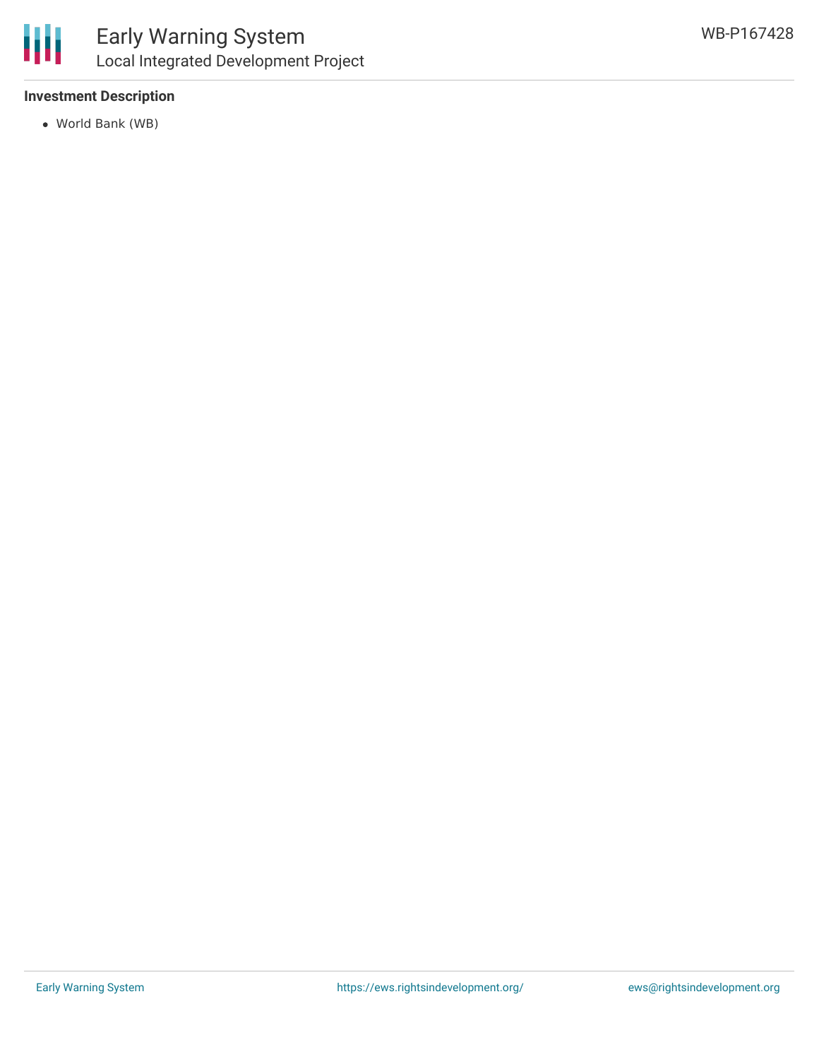### Investment Description

- World Bank (WB)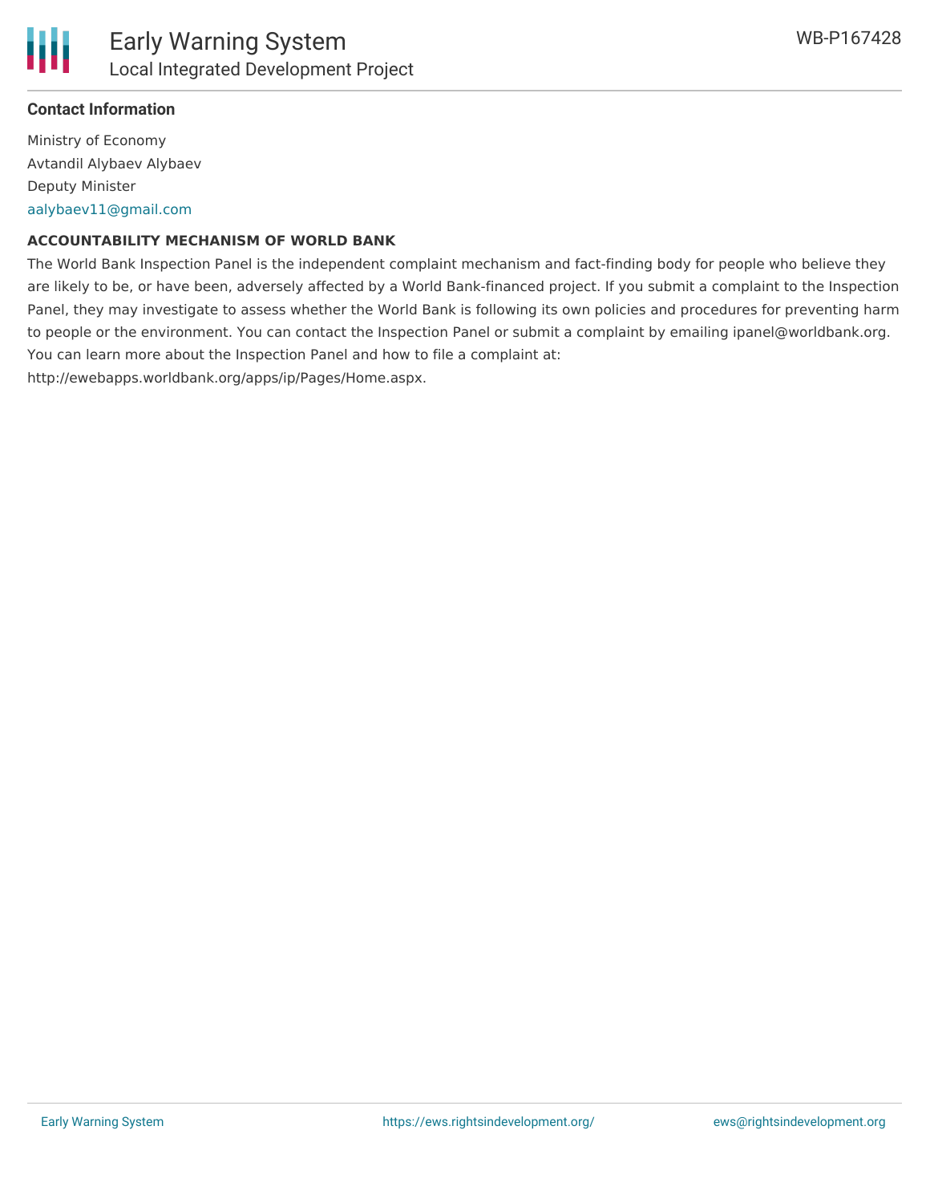**Contact Information**

Ministry of Economy

Avtandil Alybaev Alybaev

Deputy Minister

aalybaev11@gmail.com

**ACCOUNTABILITY MECHANISM OF WORLD BANK**

The World Bank Inspection Panel is the independent complaint mechanism and fact-finding body for people who believe they are likely to be, or have been, adversely affected by a World Bank-financed project. If you submit a complaint to the Inspection Panel, they may investigate to assess whether the World Bank is following its own policies and procedures for preventing harm to people or the environment. You can contact the Inspection Panel or submit a complaint by emailing ipanel@worldbank.org. You can learn more about the Inspection Panel and how to file a complaint at: http://ewebapps.worldbank.org/apps/ip/Pages/Home.aspx.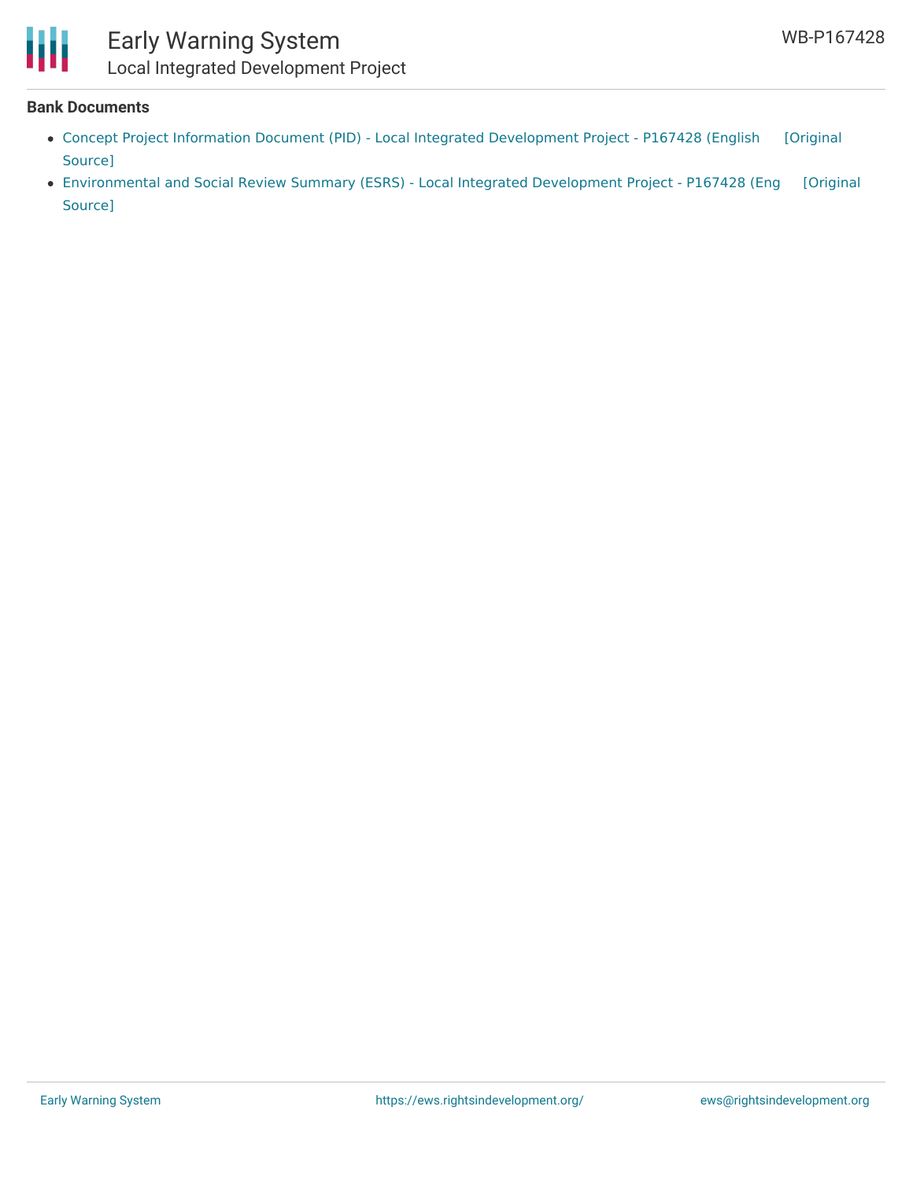**Bank Documents**

- Concept Project Information Document (PID) - Local Integrated Development Project - P167428 (English [Original Source]
- Environmental and Social Review Summary (ESRS) - Local Integrated Development Project - P167428 (Eng [Original Source]